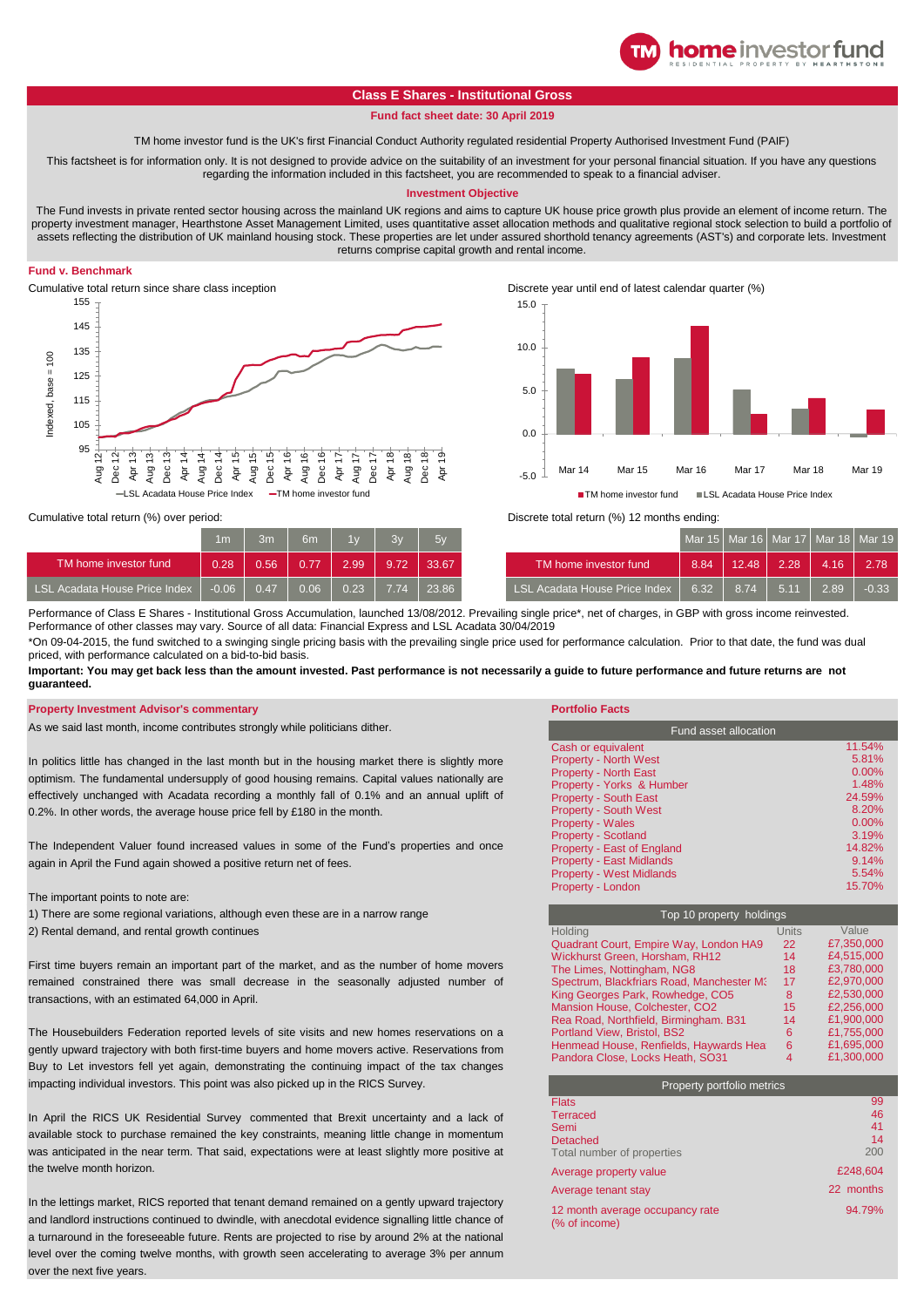## Class E Shares - Institutional Gross

**Fund fact sheet date: 30 April 2019**

TM home investor fund is the UK's first Financial Conduct Authority regulated residential Property Authorised Investment Fund (PAIF)

This factsheet is for information only. It is not designed to provide advice on the suitability of an investment for your personal financial situation. If you have any questions regarding the information included in this factsheet, you are recommended to speak to a financial adviser.

### Investment Objective

The Fund invests in private rented sector housing across the mainland UK regions and aims to capture UK house price growth plus provide an element of income return. The property investment manager, Hearthstone Asset Management Limited, uses quantitative asset allocation methods and qualitative regional stock selection to build a portfolio of assets reflecting the distribution of UK mainland housing stock. These properties are let under assured shorthold tenancy agreements (AST's) and corporate lets. Investment returns comprise capital growth and rental income.

### Fund v. Benchmark

Cumulative total return since share class inception

Discrete year until end of latest calendar quarter (%)

Cumulative total return (%) over period:

| | 1m | 3m | 6m | 1y | 3y | 5y |
|---|---|---|---|---|---|---|
| TM home investor fund | 0.28 | 0.56 | 0.77 | 2.99 | 9.72 | 33.67 |
| LSL Acadata House Price Index | -0.06 | 0.47 | 0.06 | 0.23 | 7.74 | 23.86 |

Discrete total return (%) 12 months ending:

| | Mar 15 | Mar 16 | Mar 17 | Mar 18 | Mar 19 |
|---|---|---|---|---|---|
| TM home investor fund | 8.84 | 12.48 | 2.28 | 4.16 | 2.78 |
| LSL Acadata House Price Index | 6.32 | 8.74 | 5.11 | 2.89 | -0.33 |

Performance of Class E Shares - Institutional Gross Accumulation, launched 13/08/2012. Prevailing single price*, net of charges, in GBP with gross income reinvested. Performance of other classes may vary. Source of all data: Financial Express and LSL Acadata 30/04/2019

*On 09-04-2015, the fund switched to a swinging single pricing basis with the prevailing single price used for performance calculation. Prior to that date, the fund was dual priced, with performance calculated on a bid-to-bid basis.

**Important: You may get back less than the amount invested. Past performance is not necessarily a guide to future performance and future returns are not guaranteed.**

### Property Investment Advisor's commentary

As we said last month, income contributes strongly while politicians dither.

In politics little has changed in the last month but in the housing market there is slightly more optimism. The fundamental undersupply of good housing remains. Capital values nationally are effectively unchanged with Acadata recording a monthly fall of 0.1% and an annual uplift of 0.2%. In other words, the average house price fell by £180 in the month.

The Independent Valuer found increased values in some of the Fund's properties and once again in April the Fund again showed a positive return net of fees.

The important points to note are:

1) There are some regional variations, although even these are in a narrow range

2) Rental demand, and rental growth continues

First time buyers remain an important part of the market, and as the number of home movers remained constrained there was small decrease in the seasonally adjusted number of transactions, with an estimated 64,000 in April.

The Housebuilders Federation reported levels of site visits and new homes reservations on a gently upward trajectory with both first-time buyers and home movers active. Reservations from Buy to Let investors fell yet again, demonstrating the continuing impact of the tax changes impacting individual investors. This point was also picked up in the RICS Survey.

In April the RICS UK Residential Survey commented that Brexit uncertainty and a lack of available stock to purchase remained the key constraints, meaning little change in momentum was anticipated in the near term. That said, expectations were at least slightly more positive at the twelve month horizon.

In the lettings market, RICS reported that tenant demand remained on a gently upward trajectory and landlord instructions continued to dwindle, with anecdotal evidence signalling little chance of a turnaround in the foreseeable future. Rents are projected to rise by around 2% at the national level over the coming twelve months, with growth seen accelerating to average 3% per annum over the next five years.

### Portfolio Facts

| Fund asset allocation | |
|---|---|
| Cash or equivalent | 11.54% |
| Property - North West | 5.81% |
| Property - North East | 0.00% |
| Property - Yorks & Humber | 1.48% |
| Property - South East | 24.59% |
| Property - South West | 8.20% |
| Property - Wales | 0.00% |
| Property - Scotland | 3.19% |
| Property - East of England | 14.82% |
| Property - East Midlands | 9.14% |
| Property - West Midlands | 5.54% |
| Property - London | 15.70% |

Top 10 property holdings

| Holding | Units | Value |
|---|---|---|
| Quadrant Court, Empire Way, London HA9 | 22 | £7,350,000 |
| Wickhurst Green, Horsham, RH12 | 14 | £4,515,000 |
| The Limes, Nottingham, NG8 | 18 | £3,780,000 |
| Spectrum, Blackfriars Road, Manchester M3 | 17 | £2,970,000 |
| King Georges Park, Rowhedge, CO5 | 8 | £2,530,000 |
| Mansion House, Colchester, CO2 | 15 | £2,256,000 |
| Rea Road, Northfield, Birmingham. B31 | 14 | £1,900,000 |
| Portland View, Bristol, BS2 | 6 | £1,755,000 |
| Henmead House, Renfields, Haywards Hea | 6 | £1,695,000 |
| Pandora Close, Locks Heath, SO31 | 4 | £1,300,000 |

| Property portfolio metrics | |
|---|---|
| Flats | 99 |
| Terraced | 46 |
| Semi | 41 |
| Detached | 14 |
| Total number of properties | 200 |
| Average property value | £248,604 |
| Average tenant stay | 22 months |
| 12 month average occupancy rate (% of income) | 94.79% |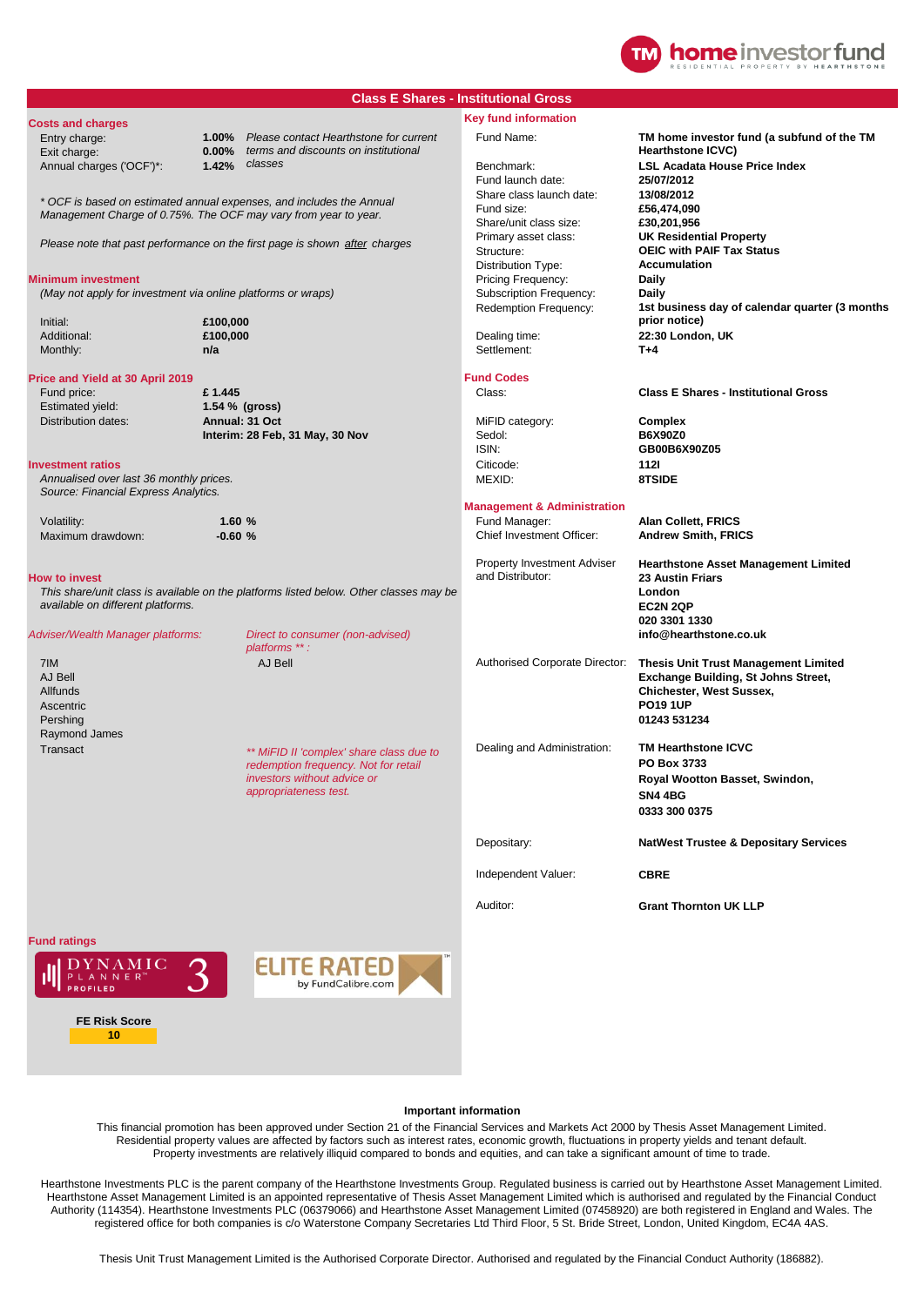## Class E Shares - Institutional Gross

### Costs and charges

| | | |
|---|---|---|
| Entry charge: | 1.00% | *Please contact Hearthstone for current terms and discounts on institutional classes* |
| Exit charge: | 0.00% | |
| Annual charges ('OCF')*: | 1.42% | |

*\* OCF is based on estimated annual expenses, and includes the Annual Management Charge of 0.75%. The OCF may vary from year to year.*

*Please note that past performance on the first page is shown after charges*

### Minimum investment

*(May not apply for investment via online platforms or wraps)*

| | |
|---|---|
| Initial: | **£100,000** |
| Additional: | **£100,000** |
| Monthly: | **n/a** |

### Price and Yield at 30 April 2019

| | |
|---|---|
| Fund price: | **£ 1.445** |
| Estimated yield: | **1.54 % (gross)** |
| Distribution dates: | **Annual: 31 Oct**<br>**Interim: 28 Feb, 31 May, 30 Nov** |

### Investment ratios

*Annualised over last 36 monthly prices.*
*Source: Financial Express Analytics.*

| | |
|---|---|
| Volatility: | **1.60 %** |
| Maximum drawdown: | **-0.60 %** |

### How to invest

*This share/unit class is available on the platforms listed below. Other classes may be available on different platforms.*

*Adviser/Wealth Manager platforms:*

- 7IM
- AJ Bell
- Allfunds
- Ascentric
- Pershing
- Raymond James
- Transact

*Direct to consumer (non-advised) platforms \*\* :*

- AJ Bell

*\*\* MiFID II 'complex' share class due to redemption frequency. Not for retail investors without advice or appropriateness test.*

### Fund ratings

DYNAMIC PLANNER PROFILED 3

ELITE RATED by FundCalibre.com

FE Risk Score
10

### Key fund information

| | |
|---|---|
| Fund Name: | **TM home investor fund (a subfund of the TM Hearthstone ICVC)** |
| Benchmark: | **LSL Acadata House Price Index** |
| Fund launch date: | **25/07/2012** |
| Share class launch date: | **13/08/2012** |
| Fund size: | **£56,474,090** |
| Share/unit class size: | **£30,201,956** |
| Primary asset class: | **UK Residential Property** |
| Structure: | **OEIC with PAIF Tax Status** |
| Distribution Type: | **Accumulation** |
| Pricing Frequency: | **Daily** |
| Subscription Frequency: | **Daily** |
| Redemption Frequency: | **1st business day of calendar quarter (3 months prior notice)** |
| Dealing time: | **22:30 London, UK** |
| Settlement: | **T+4** |

### Fund Codes

| | |
|---|---|
| Class: | **Class E Shares - Institutional Gross** |
| MiFID category: | **Complex** |
| Sedol: | **B6X90Z0** |
| ISIN: | **GB00B6X90Z05** |
| Citicode: | **112I** |
| MEXID: | **8TSIDE** |

### Management & Administration

| | |
|---|---|
| Fund Manager: | **Alan Collett, FRICS** |
| Chief Investment Officer: | **Andrew Smith, FRICS** |
| Property Investment Adviser and Distributor: | **Hearthstone Asset Management Limited**<br>**23 Austin Friars**<br>**London**<br>**EC2N 2QP**<br>**020 3301 1330**<br>**info@hearthstone.co.uk** |
| Authorised Corporate Director: | **Thesis Unit Trust Management Limited**<br>**Exchange Building, St Johns Street,**<br>**Chichester, West Sussex,**<br>**PO19 1UP**<br>**01243 531234** |
| Dealing and Administration: | **TM Hearthstone ICVC**<br>**PO Box 3733**<br>**Royal Wootton Basset, Swindon,**<br>**SN4 4BG**<br>**0333 300 0375** |
| Depositary: | **NatWest Trustee & Depositary Services** |
| Independent Valuer: | **CBRE** |
| Auditor: | **Grant Thornton UK LLP** |

### Important information

This financial promotion has been approved under Section 21 of the Financial Services and Markets Act 2000 by Thesis Asset Management Limited. Residential property values are affected by factors such as interest rates, economic growth, fluctuations in property yields and tenant default. Property investments are relatively illiquid compared to bonds and equities, and can take a significant amount of time to trade.

Hearthstone Investments PLC is the parent company of the Hearthstone Investments Group. Regulated business is carried out by Hearthstone Asset Management Limited. Hearthstone Asset Management Limited is an appointed representative of Thesis Asset Management Limited which is authorised and regulated by the Financial Conduct Authority (114354). Hearthstone Investments PLC (06379066) and Hearthstone Asset Management Limited (07458920) are both registered in England and Wales. The registered office for both companies is c/o Waterstone Company Secretaries Ltd Third Floor, 5 St. Bride Street, London, United Kingdom, EC4A 4AS.

Thesis Unit Trust Management Limited is the Authorised Corporate Director. Authorised and regulated by the Financial Conduct Authority (186882).